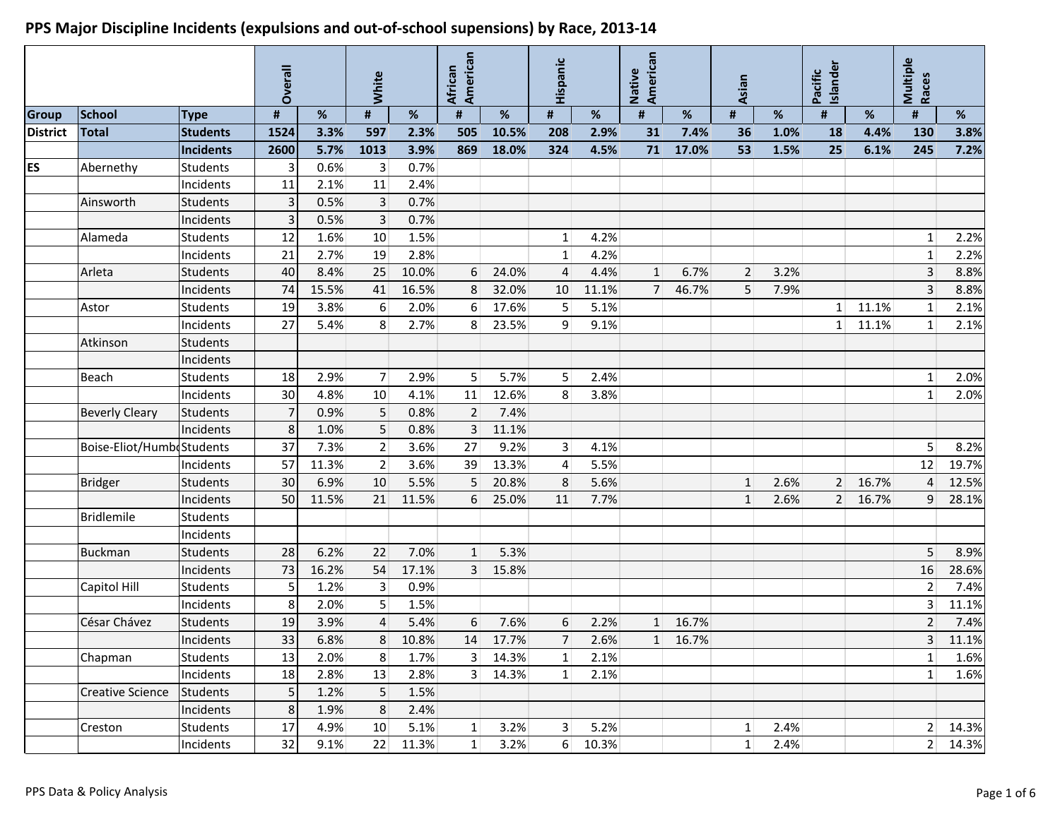# PPS Major Discipline Incidents (expulsions and out-of-school supensions) by Race, 2013-14

| | | | Overall | | White | | African American | | Hispanic | | Native American | | Asian | | Pacific Islander | | Multiple Races | |
|---|---|---|---|---|---|---|---|---|---|---|---|---|---|---|---|---|---|---|
| **Group** | **School** | **Type** | **#** | **%** | **#** | **%** | **#** | **%** | **#** | **%** | **#** | **%** | **#** | **%** | **#** | **%** | **#** | **%** |
| **District** | **Total** | **Students** | **1524** | **3.3%** | **597** | **2.3%** | **505** | **10.5%** | **208** | **2.9%** | **31** | **7.4%** | **36** | **1.0%** | **18** | **4.4%** | **130** | **3.8%** |
| | | **Incidents** | **2600** | **5.7%** | **1013** | **3.9%** | **869** | **18.0%** | **324** | **4.5%** | **71** | **17.0%** | **53** | **1.5%** | **25** | **6.1%** | **245** | **7.2%** |
| **ES** | Abernethy | Students | 3 | 0.6% | 3 | 0.7% | | | | | | | | | | | | |
| | | Incidents | 11 | 2.1% | 11 | 2.4% | | | | | | | | | | | | |
| | Ainsworth | Students | 3 | 0.5% | 3 | 0.7% | | | | | | | | | | | | |
| | | Incidents | 3 | 0.5% | 3 | 0.7% | | | | | | | | | | | | |
| | Alameda | Students | 12 | 1.6% | 10 | 1.5% | | | 1 | 4.2% | | | | | | | 1 | 2.2% |
| | | Incidents | 21 | 2.7% | 19 | 2.8% | | | 1 | 4.2% | | | | | | | 1 | 2.2% |
| | Arleta | Students | 40 | 8.4% | 25 | 10.0% | 6 | 24.0% | 4 | 4.4% | 1 | 6.7% | 2 | 3.2% | | | 3 | 8.8% |
| | | Incidents | 74 | 15.5% | 41 | 16.5% | 8 | 32.0% | 10 | 11.1% | 7 | 46.7% | 5 | 7.9% | | | 3 | 8.8% |
| | Astor | Students | 19 | 3.8% | 6 | 2.0% | 6 | 17.6% | 5 | 5.1% | | | | | 1 | 11.1% | 1 | 2.1% |
| | | Incidents | 27 | 5.4% | 8 | 2.7% | 8 | 23.5% | 9 | 9.1% | | | | | 1 | 11.1% | 1 | 2.1% |
| | Atkinson | Students | | | | | | | | | | | | | | | | |
| | | Incidents | | | | | | | | | | | | | | | | |
| | Beach | Students | 18 | 2.9% | 7 | 2.9% | 5 | 5.7% | 5 | 2.4% | | | | | | | 1 | 2.0% |
| | | Incidents | 30 | 4.8% | 10 | 4.1% | 11 | 12.6% | 8 | 3.8% | | | | | | | 1 | 2.0% |
| | Beverly Cleary | Students | 7 | 0.9% | 5 | 0.8% | 2 | 7.4% | | | | | | | | | | |
| | | Incidents | 8 | 1.0% | 5 | 0.8% | 3 | 11.1% | | | | | | | | | | |
| | Boise-Eliot/Humb | Students | 37 | 7.3% | 2 | 3.6% | 27 | 9.2% | 3 | 4.1% | | | | | | | 5 | 8.2% |
| | | Incidents | 57 | 11.3% | 2 | 3.6% | 39 | 13.3% | 4 | 5.5% | | | | | | | 12 | 19.7% |
| | Bridger | Students | 30 | 6.9% | 10 | 5.5% | 5 | 20.8% | 8 | 5.6% | | | 1 | 2.6% | 2 | 16.7% | 4 | 12.5% |
| | | Incidents | 50 | 11.5% | 21 | 11.5% | 6 | 25.0% | 11 | 7.7% | | | 1 | 2.6% | 2 | 16.7% | 9 | 28.1% |
| | Bridlemile | Students | | | | | | | | | | | | | | | | |
| | | Incidents | | | | | | | | | | | | | | | | |
| | Buckman | Students | 28 | 6.2% | 22 | 7.0% | 1 | 5.3% | | | | | | | | | 5 | 8.9% |
| | | Incidents | 73 | 16.2% | 54 | 17.1% | 3 | 15.8% | | | | | | | | | 16 | 28.6% |
| | Capitol Hill | Students | 5 | 1.2% | 3 | 0.9% | | | | | | | | | | | 2 | 7.4% |
| | | Incidents | 8 | 2.0% | 5 | 1.5% | | | | | | | | | | | 3 | 11.1% |
| | César Chávez | Students | 19 | 3.9% | 4 | 5.4% | 6 | 7.6% | 6 | 2.2% | 1 | 16.7% | | | | | 2 | 7.4% |
| | | Incidents | 33 | 6.8% | 8 | 10.8% | 14 | 17.7% | 7 | 2.6% | 1 | 16.7% | | | | | 3 | 11.1% |
| | Chapman | Students | 13 | 2.0% | 8 | 1.7% | 3 | 14.3% | 1 | 2.1% | | | | | | | 1 | 1.6% |
| | | Incidents | 18 | 2.8% | 13 | 2.8% | 3 | 14.3% | 1 | 2.1% | | | | | | | 1 | 1.6% |
| | Creative Science | Students | 5 | 1.2% | 5 | 1.5% | | | | | | | | | | | | |
| | | Incidents | 8 | 1.9% | 8 | 2.4% | | | | | | | | | | | | |
| | Creston | Students | 17 | 4.9% | 10 | 5.1% | 1 | 3.2% | 3 | 5.2% | | | 1 | 2.4% | | | 2 | 14.3% |
| | | Incidents | 32 | 9.1% | 22 | 11.3% | 1 | 3.2% | 6 | 10.3% | | | 1 | 2.4% | | | 2 | 14.3% |

PPS Data & Policy Analysis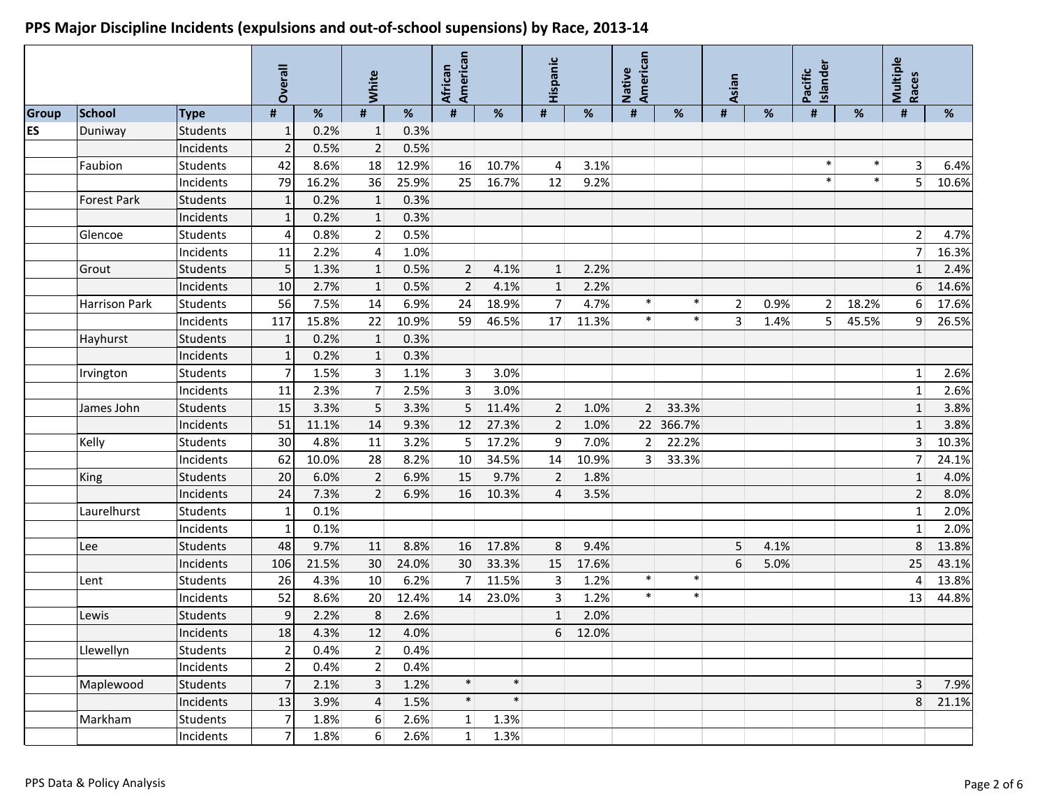# PPS Major Discipline Incidents (expulsions and out-of-school supensions) by Race, 2013-14

| | | | Overall | | White | | African American | | Hispanic | | Native American | | Asian | | Pacific Islander | | Multiple Races | |
|---|---|---|---|---|---|---|---|---|---|---|---|---|---|---|---|---|---|---|
| Group | School | Type | # | % | # | % | # | % | # | % | # | % | # | % | # | % | # | % |
| ES | Duniway | Students | 1 | 0.2% | 1 | 0.3% | | | | | | | | | | | | |
| | | Incidents | 2 | 0.5% | 2 | 0.5% | | | | | | | | | | | | |
| | Faubion | Students | 42 | 8.6% | 18 | 12.9% | 16 | 10.7% | 4 | 3.1% | | | | | * | * | 3 | 6.4% |
| | | Incidents | 79 | 16.2% | 36 | 25.9% | 25 | 16.7% | 12 | 9.2% | | | | | * | * | 5 | 10.6% |
| | Forest Park | Students | 1 | 0.2% | 1 | 0.3% | | | | | | | | | | | | |
| | | Incidents | 1 | 0.2% | 1 | 0.3% | | | | | | | | | | | | |
| | Glencoe | Students | 4 | 0.8% | 2 | 0.5% | | | | | | | | | | | 2 | 4.7% |
| | | Incidents | 11 | 2.2% | 4 | 1.0% | | | | | | | | | | | 7 | 16.3% |
| | Grout | Students | 5 | 1.3% | 1 | 0.5% | 2 | 4.1% | 1 | 2.2% | | | | | | | 1 | 2.4% |
| | | Incidents | 10 | 2.7% | 1 | 0.5% | 2 | 4.1% | 1 | 2.2% | | | | | | | 6 | 14.6% |
| | Harrison Park | Students | 56 | 7.5% | 14 | 6.9% | 24 | 18.9% | 7 | 4.7% | * | * | 2 | 0.9% | 2 | 18.2% | 6 | 17.6% |
| | | Incidents | 117 | 15.8% | 22 | 10.9% | 59 | 46.5% | 17 | 11.3% | * | * | 3 | 1.4% | 5 | 45.5% | 9 | 26.5% |
| | Hayhurst | Students | 1 | 0.2% | 1 | 0.3% | | | | | | | | | | | | |
| | | Incidents | 1 | 0.2% | 1 | 0.3% | | | | | | | | | | | | |
| | Irvington | Students | 7 | 1.5% | 3 | 1.1% | 3 | 3.0% | | | | | | | | | 1 | 2.6% |
| | | Incidents | 11 | 2.3% | 7 | 2.5% | 3 | 3.0% | | | | | | | | | 1 | 2.6% |
| | James John | Students | 15 | 3.3% | 5 | 3.3% | 5 | 11.4% | 2 | 1.0% | 2 | 33.3% | | | | | 1 | 3.8% |
| | | Incidents | 51 | 11.1% | 14 | 9.3% | 12 | 27.3% | 2 | 1.0% | 22 | 366.7% | | | | | 1 | 3.8% |
| | Kelly | Students | 30 | 4.8% | 11 | 3.2% | 5 | 17.2% | 9 | 7.0% | 2 | 22.2% | | | | | 3 | 10.3% |
| | | Incidents | 62 | 10.0% | 28 | 8.2% | 10 | 34.5% | 14 | 10.9% | 3 | 33.3% | | | | | 7 | 24.1% |
| | King | Students | 20 | 6.0% | 2 | 6.9% | 15 | 9.7% | 2 | 1.8% | | | | | | | 1 | 4.0% |
| | | Incidents | 24 | 7.3% | 2 | 6.9% | 16 | 10.3% | 4 | 3.5% | | | | | | | 2 | 8.0% |
| | Laurelhurst | Students | 1 | 0.1% | | | | | | | | | | | | | 1 | 2.0% |
| | | Incidents | 1 | 0.1% | | | | | | | | | | | | | 1 | 2.0% |
| | Lee | Students | 48 | 9.7% | 11 | 8.8% | 16 | 17.8% | 8 | 9.4% | | | 5 | 4.1% | | | 8 | 13.8% |
| | | Incidents | 106 | 21.5% | 30 | 24.0% | 30 | 33.3% | 15 | 17.6% | | | 6 | 5.0% | | | 25 | 43.1% |
| | Lent | Students | 26 | 4.3% | 10 | 6.2% | 7 | 11.5% | 3 | 1.2% | * | * | | | | | 4 | 13.8% |
| | | Incidents | 52 | 8.6% | 20 | 12.4% | 14 | 23.0% | 3 | 1.2% | * | * | | | | | 13 | 44.8% |
| | Lewis | Students | 9 | 2.2% | 8 | 2.6% | | | 1 | 2.0% | | | | | | | | |
| | | Incidents | 18 | 4.3% | 12 | 4.0% | | | 6 | 12.0% | | | | | | | | |
| | Llewellyn | Students | 2 | 0.4% | 2 | 0.4% | | | | | | | | | | | | |
| | | Incidents | 2 | 0.4% | 2 | 0.4% | | | | | | | | | | | | |
| | Maplewood | Students | 7 | 2.1% | 3 | 1.2% | * | * | | | | | | | | | 3 | 7.9% |
| | | Incidents | 13 | 3.9% | 4 | 1.5% | * | * | | | | | | | | | 8 | 21.1% |
| | Markham | Students | 7 | 1.8% | 6 | 2.6% | 1 | 1.3% | | | | | | | | | | |
| | | Incidents | 7 | 1.8% | 6 | 2.6% | 1 | 1.3% | | | | | | | | | | |

PPS Data & Policy Analysis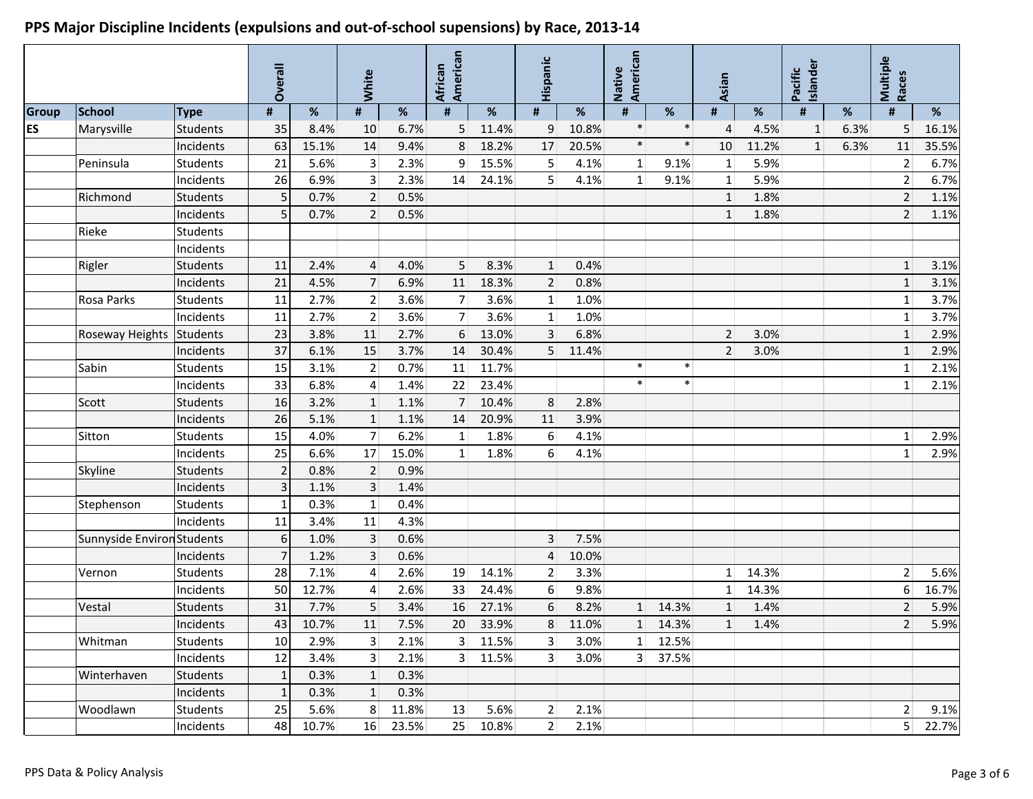# PPS Major Discipline Incidents (expulsions and out-of-school supensions) by Race, 2013-14

| | | | Overall | | White | | African American | | Hispanic | | Native American | | Asian | | Pacific Islander | | Multiple Races | |
|---|---|---|---|---|---|---|---|---|---|---|---|---|---|---|---|---|---|---|
| Group | School | Type | # | % | # | % | # | % | # | % | # | % | # | % | # | % | # | % |
| ES | Marysville | Students | 35 | 8.4% | 10 | 6.7% | 5 | 11.4% | 9 | 10.8% | * | * | 4 | 4.5% | 1 | 6.3% | 5 | 16.1% |
| | | Incidents | 63 | 15.1% | 14 | 9.4% | 8 | 18.2% | 17 | 20.5% | * | * | 10 | 11.2% | 1 | 6.3% | 11 | 35.5% |
| | Peninsula | Students | 21 | 5.6% | 3 | 2.3% | 9 | 15.5% | 5 | 4.1% | 1 | 9.1% | 1 | 5.9% | | | 2 | 6.7% |
| | | Incidents | 26 | 6.9% | 3 | 2.3% | 14 | 24.1% | 5 | 4.1% | 1 | 9.1% | 1 | 5.9% | | | 2 | 6.7% |
| | Richmond | Students | 5 | 0.7% | 2 | 0.5% | | | | | | | 1 | 1.8% | | | 2 | 1.1% |
| | | Incidents | 5 | 0.7% | 2 | 0.5% | | | | | | | 1 | 1.8% | | | 2 | 1.1% |
| | Rieke | Students | | | | | | | | | | | | | | | | |
| | | Incidents | | | | | | | | | | | | | | | | |
| | Rigler | Students | 11 | 2.4% | 4 | 4.0% | 5 | 8.3% | 1 | 0.4% | | | | | | | 1 | 3.1% |
| | | Incidents | 21 | 4.5% | 7 | 6.9% | 11 | 18.3% | 2 | 0.8% | | | | | | | 1 | 3.1% |
| | Rosa Parks | Students | 11 | 2.7% | 2 | 3.6% | 7 | 3.6% | 1 | 1.0% | | | | | | | 1 | 3.7% |
| | | Incidents | 11 | 2.7% | 2 | 3.6% | 7 | 3.6% | 1 | 1.0% | | | | | | | 1 | 3.7% |
| | Roseway Heights | Students | 23 | 3.8% | 11 | 2.7% | 6 | 13.0% | 3 | 6.8% | | | 2 | 3.0% | | | 1 | 2.9% |
| | | Incidents | 37 | 6.1% | 15 | 3.7% | 14 | 30.4% | 5 | 11.4% | | | 2 | 3.0% | | | 1 | 2.9% |
| | Sabin | Students | 15 | 3.1% | 2 | 0.7% | 11 | 11.7% | | | * | * | | | | | 1 | 2.1% |
| | | Incidents | 33 | 6.8% | 4 | 1.4% | 22 | 23.4% | | | * | * | | | | | 1 | 2.1% |
| | Scott | Students | 16 | 3.2% | 1 | 1.1% | 7 | 10.4% | 8 | 2.8% | | | | | | | | |
| | | Incidents | 26 | 5.1% | 1 | 1.1% | 14 | 20.9% | 11 | 3.9% | | | | | | | | |
| | Sitton | Students | 15 | 4.0% | 7 | 6.2% | 1 | 1.8% | 6 | 4.1% | | | | | | | 1 | 2.9% |
| | | Incidents | 25 | 6.6% | 17 | 15.0% | 1 | 1.8% | 6 | 4.1% | | | | | | | 1 | 2.9% |
| | Skyline | Students | 2 | 0.8% | 2 | 0.9% | | | | | | | | | | | | |
| | | Incidents | 3 | 1.1% | 3 | 1.4% | | | | | | | | | | | | |
| | Stephenson | Students | 1 | 0.3% | 1 | 0.4% | | | | | | | | | | | | |
| | | Incidents | 11 | 3.4% | 11 | 4.3% | | | | | | | | | | | | |
| | Sunnyside Environ | Students | 6 | 1.0% | 3 | 0.6% | | | 3 | 7.5% | | | | | | | | |
| | | Incidents | 7 | 1.2% | 3 | 0.6% | | | 4 | 10.0% | | | | | | | | |
| | Vernon | Students | 28 | 7.1% | 4 | 2.6% | 19 | 14.1% | 2 | 3.3% | | | 1 | 14.3% | | | 2 | 5.6% |
| | | Incidents | 50 | 12.7% | 4 | 2.6% | 33 | 24.4% | 6 | 9.8% | | | 1 | 14.3% | | | 6 | 16.7% |
| | Vestal | Students | 31 | 7.7% | 5 | 3.4% | 16 | 27.1% | 6 | 8.2% | 1 | 14.3% | 1 | 1.4% | | | 2 | 5.9% |
| | | Incidents | 43 | 10.7% | 11 | 7.5% | 20 | 33.9% | 8 | 11.0% | 1 | 14.3% | 1 | 1.4% | | | 2 | 5.9% |
| | Whitman | Students | 10 | 2.9% | 3 | 2.1% | 3 | 11.5% | 3 | 3.0% | 1 | 12.5% | | | | | | |
| | | Incidents | 12 | 3.4% | 3 | 2.1% | 3 | 11.5% | 3 | 3.0% | 3 | 37.5% | | | | | | |
| | Winterhaven | Students | 1 | 0.3% | 1 | 0.3% | | | | | | | | | | | | |
| | | Incidents | 1 | 0.3% | 1 | 0.3% | | | | | | | | | | | | |
| | Woodlawn | Students | 25 | 5.6% | 8 | 11.8% | 13 | 5.6% | 2 | 2.1% | | | | | | | 2 | 9.1% |
| | | Incidents | 48 | 10.7% | 16 | 23.5% | 25 | 10.8% | 2 | 2.1% | | | | | | | 5 | 22.7% |

PPS Data & Policy Analysis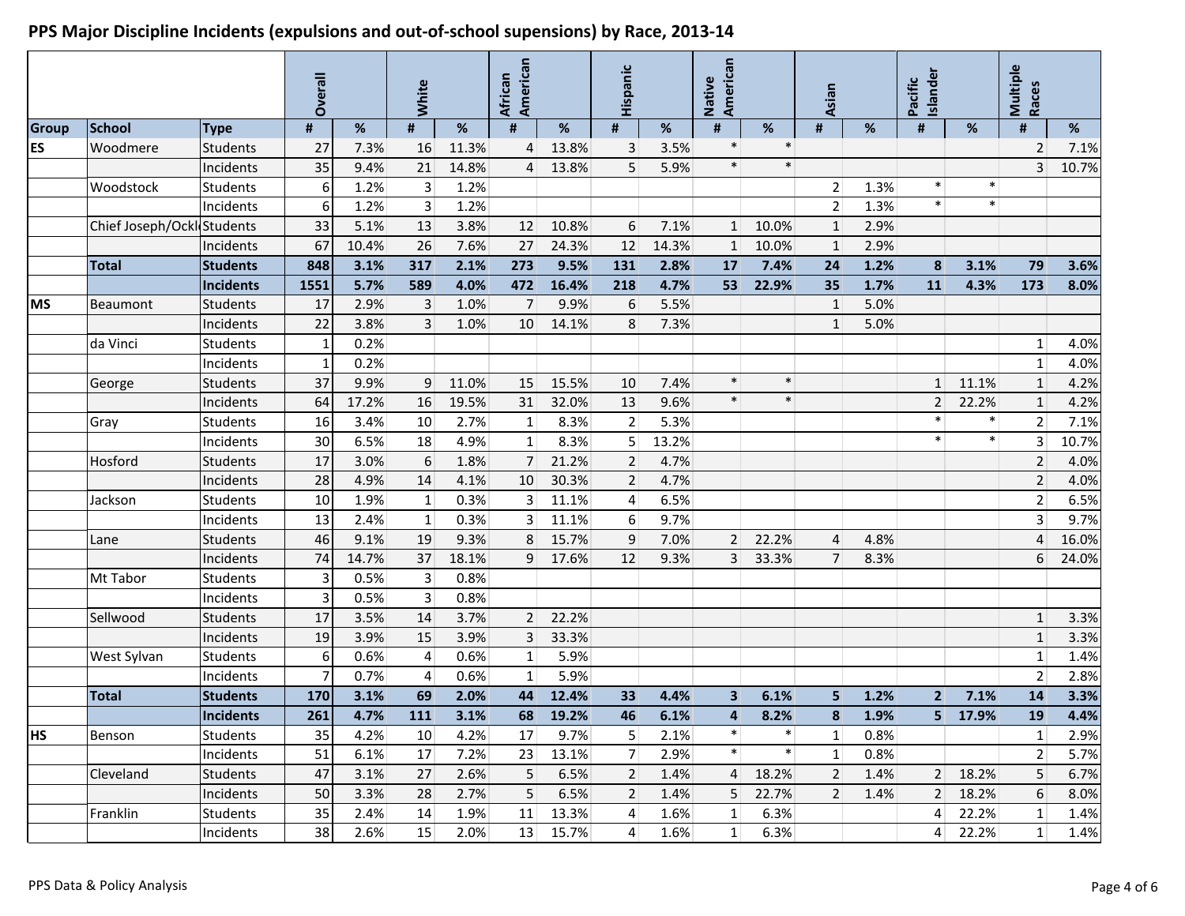## PPS Major Discipline Incidents (expulsions and out-of-school supensions) by Race, 2013-14

| | | | Overall | | White | | African American | | Hispanic | | Native American | | Asian | | Pacific Islander | | Multiple Races | |
|---|---|---|---|---|---|---|---|---|---|---|---|---|---|---|---|---|---|---|
| **Group** | **School** | **Type** | **#** | **%** | **#** | **%** | **#** | **%** | **#** | **%** | **#** | **%** | **#** | **%** | **#** | **%** | **#** | **%** |
| **ES** | Woodmere | Students | 27 | 7.3% | 16 | 11.3% | 4 | 13.8% | 3 | 3.5% | * | * | | | | | 2 | 7.1% |
| | | Incidents | 35 | 9.4% | 21 | 14.8% | 4 | 13.8% | 5 | 5.9% | * | * | | | | | 3 | 10.7% |
| | Woodstock | Students | 6 | 1.2% | 3 | 1.2% | | | | | | | 2 | 1.3% | * | * | | |
| | | Incidents | 6 | 1.2% | 3 | 1.2% | | | | | | | 2 | 1.3% | * | * | | |
| | Chief Joseph/Ockl | Students | 33 | 5.1% | 13 | 3.8% | 12 | 10.8% | 6 | 7.1% | 1 | 10.0% | 1 | 2.9% | | | | |
| | | Incidents | 67 | 10.4% | 26 | 7.6% | 27 | 24.3% | 12 | 14.3% | 1 | 10.0% | 1 | 2.9% | | | | |
| | **Total** | **Students** | **848** | **3.1%** | **317** | **2.1%** | **273** | **9.5%** | **131** | **2.8%** | **17** | **7.4%** | **24** | **1.2%** | **8** | **3.1%** | **79** | **3.6%** |
| | | **Incidents** | **1551** | **5.7%** | **589** | **4.0%** | **472** | **16.4%** | **218** | **4.7%** | **53** | **22.9%** | **35** | **1.7%** | **11** | **4.3%** | **173** | **8.0%** |
| **MS** | Beaumont | Students | 17 | 2.9% | 3 | 1.0% | 7 | 9.9% | 6 | 5.5% | | | 1 | 5.0% | | | | |
| | | Incidents | 22 | 3.8% | 3 | 1.0% | 10 | 14.1% | 8 | 7.3% | | | 1 | 5.0% | | | | |
| | da Vinci | Students | 1 | 0.2% | | | | | | | | | | | | | 1 | 4.0% |
| | | Incidents | 1 | 0.2% | | | | | | | | | | | | | 1 | 4.0% |
| | George | Students | 37 | 9.9% | 9 | 11.0% | 15 | 15.5% | 10 | 7.4% | * | * | | | 1 | 11.1% | 1 | 4.2% |
| | | Incidents | 64 | 17.2% | 16 | 19.5% | 31 | 32.0% | 13 | 9.6% | * | * | | | 2 | 22.2% | 1 | 4.2% |
| | Gray | Students | 16 | 3.4% | 10 | 2.7% | 1 | 8.3% | 2 | 5.3% | | | | | * | * | 2 | 7.1% |
| | | Incidents | 30 | 6.5% | 18 | 4.9% | 1 | 8.3% | 5 | 13.2% | | | | | * | * | 3 | 10.7% |
| | Hosford | Students | 17 | 3.0% | 6 | 1.8% | 7 | 21.2% | 2 | 4.7% | | | | | | | 2 | 4.0% |
| | | Incidents | 28 | 4.9% | 14 | 4.1% | 10 | 30.3% | 2 | 4.7% | | | | | | | 2 | 4.0% |
| | Jackson | Students | 10 | 1.9% | 1 | 0.3% | 3 | 11.1% | 4 | 6.5% | | | | | | | 2 | 6.5% |
| | | Incidents | 13 | 2.4% | 1 | 0.3% | 3 | 11.1% | 6 | 9.7% | | | | | | | 3 | 9.7% |
| | Lane | Students | 46 | 9.1% | 19 | 9.3% | 8 | 15.7% | 9 | 7.0% | 2 | 22.2% | 4 | 4.8% | | | 4 | 16.0% |
| | | Incidents | 74 | 14.7% | 37 | 18.1% | 9 | 17.6% | 12 | 9.3% | 3 | 33.3% | 7 | 8.3% | | | 6 | 24.0% |
| | Mt Tabor | Students | 3 | 0.5% | 3 | 0.8% | | | | | | | | | | | | |
| | | Incidents | 3 | 0.5% | 3 | 0.8% | | | | | | | | | | | | |
| | Sellwood | Students | 17 | 3.5% | 14 | 3.7% | 2 | 22.2% | | | | | | | | | 1 | 3.3% |
| | | Incidents | 19 | 3.9% | 15 | 3.9% | 3 | 33.3% | | | | | | | | | 1 | 3.3% |
| | West Sylvan | Students | 6 | 0.6% | 4 | 0.6% | 1 | 5.9% | | | | | | | | | 1 | 1.4% |
| | | Incidents | 7 | 0.7% | 4 | 0.6% | 1 | 5.9% | | | | | | | | | 2 | 2.8% |
| | **Total** | **Students** | **170** | **3.1%** | **69** | **2.0%** | **44** | **12.4%** | **33** | **4.4%** | **3** | **6.1%** | **5** | **1.2%** | **2** | **7.1%** | **14** | **3.3%** |
| | | **Incidents** | **261** | **4.7%** | **111** | **3.1%** | **68** | **19.2%** | **46** | **6.1%** | **4** | **8.2%** | **8** | **1.9%** | **5** | **17.9%** | **19** | **4.4%** |
| **HS** | Benson | Students | 35 | 4.2% | 10 | 4.2% | 17 | 9.7% | 5 | 2.1% | * | * | 1 | 0.8% | | | 1 | 2.9% |
| | | Incidents | 51 | 6.1% | 17 | 7.2% | 23 | 13.1% | 7 | 2.9% | * | * | 1 | 0.8% | | | 2 | 5.7% |
| | Cleveland | Students | 47 | 3.1% | 27 | 2.6% | 5 | 6.5% | 2 | 1.4% | 4 | 18.2% | 2 | 1.4% | 2 | 18.2% | 5 | 6.7% |
| | | Incidents | 50 | 3.3% | 28 | 2.7% | 5 | 6.5% | 2 | 1.4% | 5 | 22.7% | 2 | 1.4% | 2 | 18.2% | 6 | 8.0% |
| | Franklin | Students | 35 | 2.4% | 14 | 1.9% | 11 | 13.3% | 4 | 1.6% | 1 | 6.3% | | | 4 | 22.2% | 1 | 1.4% |
| | | Incidents | 38 | 2.6% | 15 | 2.0% | 13 | 15.7% | 4 | 1.6% | 1 | 6.3% | | | 4 | 22.2% | 1 | 1.4% |

PPS Data & Policy Analysis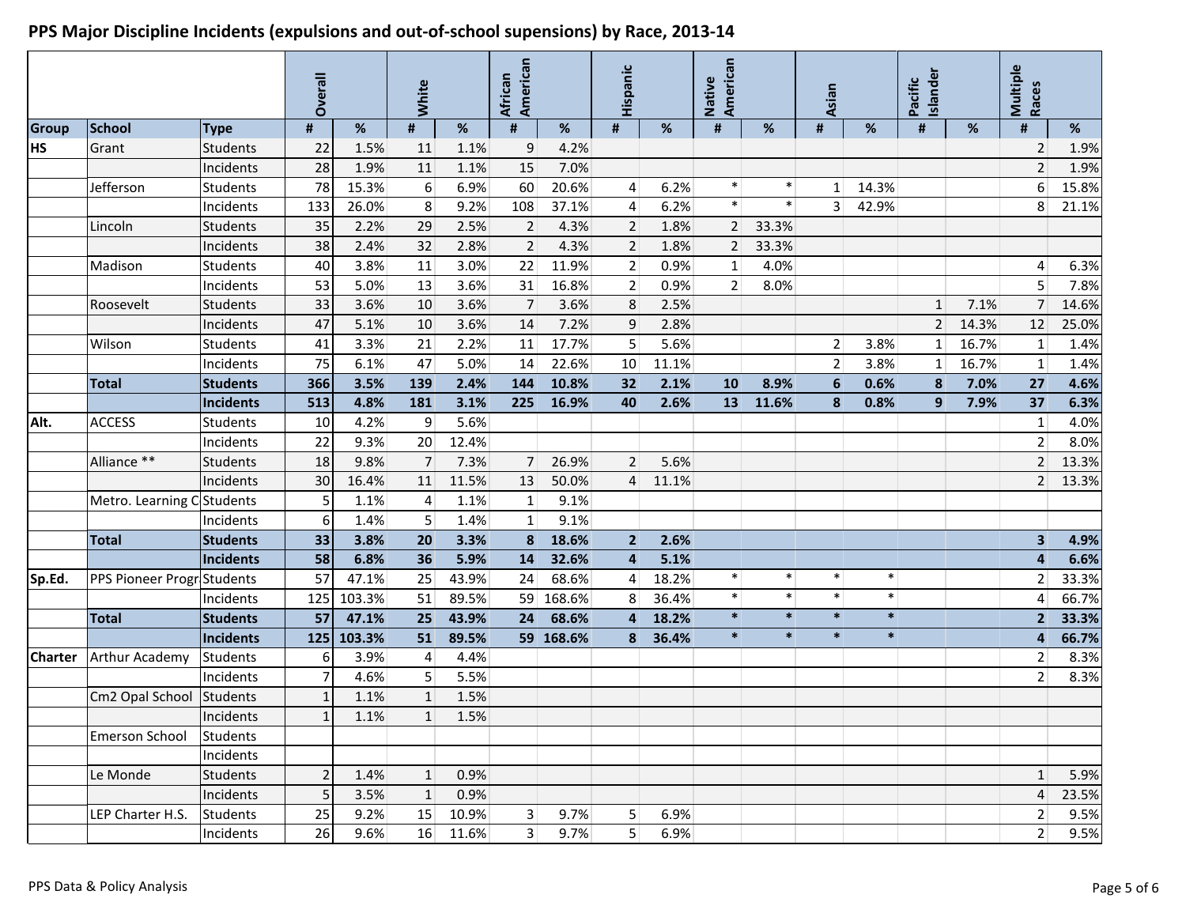## PPS Major Discipline Incidents (expulsions and out-of-school supensions) by Race, 2013-14

| | | | Overall | | White | | African American | | Hispanic | | Native American | | Asian | | Pacific Islander | | Multiple Races | |
|---|---|---|---|---|---|---|---|---|---|---|---|---|---|---|---|---|---|---|
| **Group** | **School** | **Type** | **#** | **%** | **#** | **%** | **#** | **%** | **#** | **%** | **#** | **%** | **#** | **%** | **#** | **%** | **#** | **%** |
| **HS** | Grant | Students | 22 | 1.5% | 11 | 1.1% | 9 | 4.2% | | | | | | | | | 2 | 1.9% |
| | | Incidents | 28 | 1.9% | 11 | 1.1% | 15 | 7.0% | | | | | | | | | 2 | 1.9% |
| | Jefferson | Students | 78 | 15.3% | 6 | 6.9% | 60 | 20.6% | 4 | 6.2% | * | * | 1 | 14.3% | | | 6 | 15.8% |
| | | Incidents | 133 | 26.0% | 8 | 9.2% | 108 | 37.1% | 4 | 6.2% | * | * | 3 | 42.9% | | | 8 | 21.1% |
| | Lincoln | Students | 35 | 2.2% | 29 | 2.5% | 2 | 4.3% | 2 | 1.8% | 2 | 33.3% | | | | | | |
| | | Incidents | 38 | 2.4% | 32 | 2.8% | 2 | 4.3% | 2 | 1.8% | 2 | 33.3% | | | | | | |
| | Madison | Students | 40 | 3.8% | 11 | 3.0% | 22 | 11.9% | 2 | 0.9% | 1 | 4.0% | | | | | 4 | 6.3% |
| | | Incidents | 53 | 5.0% | 13 | 3.6% | 31 | 16.8% | 2 | 0.9% | 2 | 8.0% | | | | | 5 | 7.8% |
| | Roosevelt | Students | 33 | 3.6% | 10 | 3.6% | 7 | 3.6% | 8 | 2.5% | | | | | 1 | 7.1% | 7 | 14.6% |
| | | Incidents | 47 | 5.1% | 10 | 3.6% | 14 | 7.2% | 9 | 2.8% | | | | | 2 | 14.3% | 12 | 25.0% |
| | Wilson | Students | 41 | 3.3% | 21 | 2.2% | 11 | 17.7% | 5 | 5.6% | | | 2 | 3.8% | 1 | 16.7% | 1 | 1.4% |
| | | Incidents | 75 | 6.1% | 47 | 5.0% | 14 | 22.6% | 10 | 11.1% | | | 2 | 3.8% | 1 | 16.7% | 1 | 1.4% |
| | **Total** | **Students** | **366** | **3.5%** | **139** | **2.4%** | **144** | **10.8%** | **32** | **2.1%** | **10** | **8.9%** | **6** | **0.6%** | **8** | **7.0%** | **27** | **4.6%** |
| | | **Incidents** | **513** | **4.8%** | **181** | **3.1%** | **225** | **16.9%** | **40** | **2.6%** | **13** | **11.6%** | **8** | **0.8%** | **9** | **7.9%** | **37** | **6.3%** |
| **Alt.** | ACCESS | Students | 10 | 4.2% | 9 | 5.6% | | | | | | | | | | | 1 | 4.0% |
| | | Incidents | 22 | 9.3% | 20 | 12.4% | | | | | | | | | | | 2 | 8.0% |
| | Alliance ** | Students | 18 | 9.8% | 7 | 7.3% | 7 | 26.9% | 2 | 5.6% | | | | | | | 2 | 13.3% |
| | | Incidents | 30 | 16.4% | 11 | 11.5% | 13 | 50.0% | 4 | 11.1% | | | | | | | 2 | 13.3% |
| | Metro. Learning C | Students | 5 | 1.1% | 4 | 1.1% | 1 | 9.1% | | | | | | | | | | |
| | | Incidents | 6 | 1.4% | 5 | 1.4% | 1 | 9.1% | | | | | | | | | | |
| | **Total** | **Students** | **33** | **3.8%** | **20** | **3.3%** | **8** | **18.6%** | **2** | **2.6%** | | | | | | | **3** | **4.9%** |
| | | **Incidents** | **58** | **6.8%** | **36** | **5.9%** | **14** | **32.6%** | **4** | **5.1%** | | | | | | | **4** | **6.6%** |
| **Sp.Ed.** | PPS Pioneer Progr | Students | 57 | 47.1% | 25 | 43.9% | 24 | 68.6% | 4 | 18.2% | * | * | * | * | | | 2 | 33.3% |
| | | Incidents | 125 | 103.3% | 51 | 89.5% | 59 | 168.6% | 8 | 36.4% | * | * | * | * | | | 4 | 66.7% |
| | **Total** | **Students** | **57** | **47.1%** | **25** | **43.9%** | **24** | **68.6%** | **4** | **18.2%** | ***** | ***** | ***** | ***** | | | **2** | **33.3%** |
| | | **Incidents** | **125** | **103.3%** | **51** | **89.5%** | **59** | **168.6%** | **8** | **36.4%** | ***** | ***** | ***** | ***** | | | **4** | **66.7%** |
| **Charter** | Arthur Academy | Students | 6 | 3.9% | 4 | 4.4% | | | | | | | | | | | 2 | 8.3% |
| | | Incidents | 7 | 4.6% | 5 | 5.5% | | | | | | | | | | | 2 | 8.3% |
| | Cm2 Opal School | Students | 1 | 1.1% | 1 | 1.5% | | | | | | | | | | | | |
| | | Incidents | 1 | 1.1% | 1 | 1.5% | | | | | | | | | | | | |
| | Emerson School | Students | | | | | | | | | | | | | | | | |
| | | Incidents | | | | | | | | | | | | | | | | |
| | Le Monde | Students | 2 | 1.4% | 1 | 0.9% | | | | | | | | | | | 1 | 5.9% |
| | | Incidents | 5 | 3.5% | 1 | 0.9% | | | | | | | | | | | 4 | 23.5% |
| | LEP Charter H.S. | Students | 25 | 9.2% | 15 | 10.9% | 3 | 9.7% | 5 | 6.9% | | | | | | | 2 | 9.5% |
| | | Incidents | 26 | 9.6% | 16 | 11.6% | 3 | 9.7% | 5 | 6.9% | | | | | | | 2 | 9.5% |

PPS Data & Policy Analysis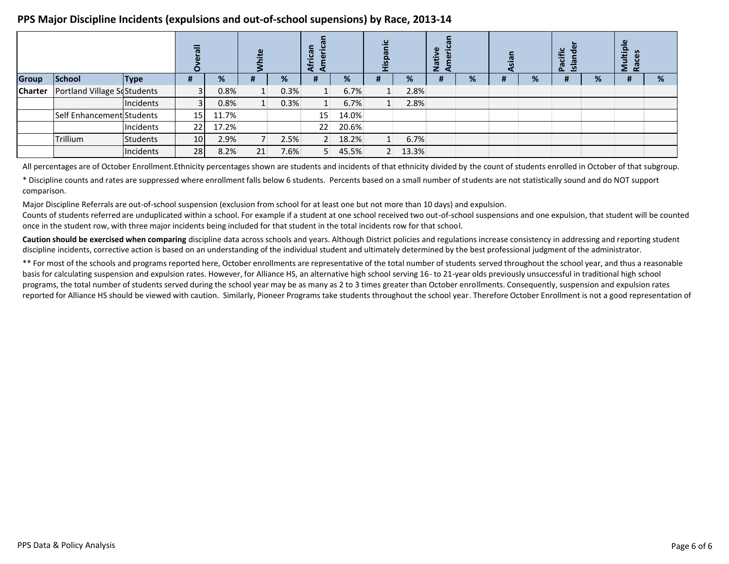## PPS Major Discipline Incidents (expulsions and out-of-school supensions) by Race, 2013-14

| | | | Overall | | White | | African American | | Hispanic | | Native American | | Asian | | Pacific Islander | | Multiple Races | |
|---|---|---|---|---|---|---|---|---|---|---|---|---|---|---|---|---|---|---|
| Group | School | Type | # | % | # | % | # | % | # | % | # | % | # | % | # | % | # | % |
| Charter | Portland Village Sc | Students | 3 | 0.8% | 1 | 0.3% | 1 | 6.7% | 1 | 2.8% | | | | | | | | |
| | | Incidents | 3 | 0.8% | 1 | 0.3% | 1 | 6.7% | 1 | 2.8% | | | | | | | | |
| | Self Enhancement | Students | 15 | 11.7% | | | 15 | 14.0% | | | | | | | | | | |
| | | Incidents | 22 | 17.2% | | | 22 | 20.6% | | | | | | | | | | |
| | Trillium | Students | 10 | 2.9% | 7 | 2.5% | 2 | 18.2% | 1 | 6.7% | | | | | | | | |
| | | Incidents | 28 | 8.2% | 21 | 7.6% | 5 | 45.5% | 2 | 13.3% | | | | | | | | |

All percentages are of October Enrollment.Ethnicity percentages shown are students and incidents of that ethnicity divided by the count of students enrolled in October of that subgroup.

* Discipline counts and rates are suppressed where enrollment falls below 6 students. Percents based on a small number of students are not statistically sound and do NOT support comparison.

Major Discipline Referrals are out-of-school suspension (exclusion from school for at least one but not more than 10 days) and expulsion.
Counts of students referred are unduplicated within a school. For example if a student at one school received two out-of-school suspensions and one expulsion, that student will be counted once in the student row, with three major incidents being included for that student in the total incidents row for that school.

**Caution should be exercised when comparing** discipline data across schools and years. Although District policies and regulations increase consistency in addressing and reporting student discipline incidents, corrective action is based on an understanding of the individual student and ultimately determined by the best professional judgment of the administrator.

** For most of the schools and programs reported here, October enrollments are representative of the total number of students served throughout the school year, and thus a reasonable basis for calculating suspension and expulsion rates. However, for Alliance HS, an alternative high school serving 16- to 21-year olds previously unsuccessful in traditional high school programs, the total number of students served during the school year may be as many as 2 to 3 times greater than October enrollments. Consequently, suspension and expulsion rates reported for Alliance HS should be viewed with caution. Similarly, Pioneer Programs take students throughout the school year. Therefore October Enrollment is not a good representation of